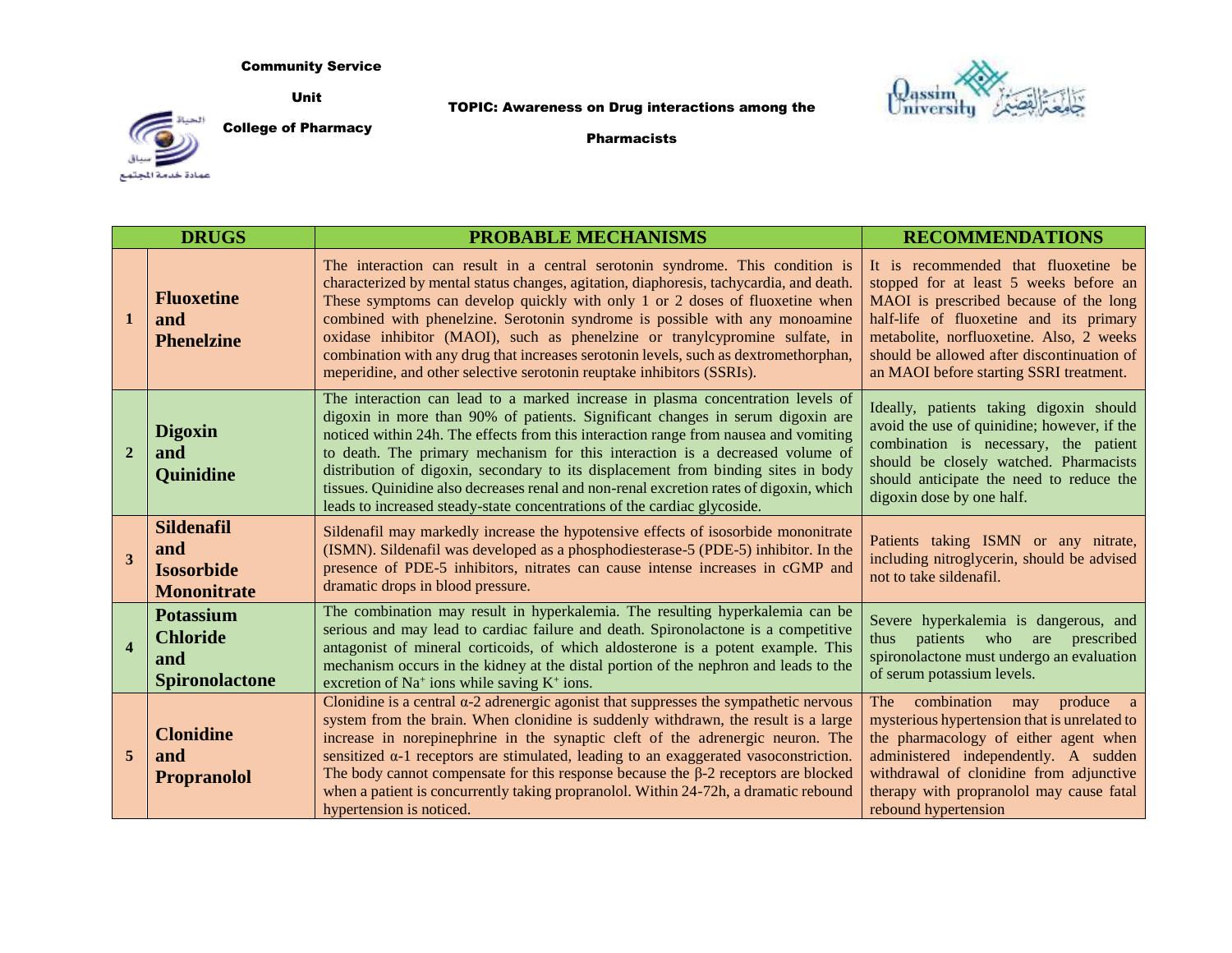Community Service

Unit

College of Pharmacy

عمادة خدمة المجتمع

**TOPIC: Awareness on Drug interactions among the Pharmacists**

| | DRUGS | PROBABLE MECHANISMS | RECOMMENDATIONS |
|---|---|---|---|
| 1 | **Fluoxetine and Phenelzine** | The interaction can result in a central serotonin syndrome. This condition is characterized by mental status changes, agitation, diaphoresis, tachycardia, and death. These symptoms can develop quickly with only 1 or 2 doses of fluoxetine when combined with phenelzine. Serotonin syndrome is possible with any monoamine oxidase inhibitor (MAOI), such as phenelzine or tranylcypromine sulfate, in combination with any drug that increases serotonin levels, such as dextromethorphan, meperidine, and other selective serotonin reuptake inhibitors (SSRIs). | It is recommended that fluoxetine be stopped for at least 5 weeks before an MAOI is prescribed because of the long half-life of fluoxetine and its primary metabolite, norfluoxetine. Also, 2 weeks should be allowed after discontinuation of an MAOI before starting SSRI treatment. |
| 2 | **Digoxin and Quinidine** | The interaction can lead to a marked increase in plasma concentration levels of digoxin in more than 90% of patients. Significant changes in serum digoxin are noticed within 24h. The effects from this interaction range from nausea and vomiting to death. The primary mechanism for this interaction is a decreased volume of distribution of digoxin, secondary to its displacement from binding sites in body tissues. Quinidine also decreases renal and non-renal excretion rates of digoxin, which leads to increased steady-state concentrations of the cardiac glycoside. | Ideally, patients taking digoxin should avoid the use of quinidine; however, if the combination is necessary, the patient should be closely watched. Pharmacists should anticipate the need to reduce the digoxin dose by one half. |
| 3 | **Sildenafil and Isosorbide Mononitrate** | Sildenafil may markedly increase the hypotensive effects of isosorbide mononitrate (ISMN). Sildenafil was developed as a phosphodiesterase-5 (PDE-5) inhibitor. In the presence of PDE-5 inhibitors, nitrates can cause intense increases in cGMP and dramatic drops in blood pressure. | Patients taking ISMN or any nitrate, including nitroglycerin, should be advised not to take sildenafil. |
| 4 | **Potassium Chloride and Spironolactone** | The combination may result in hyperkalemia. The resulting hyperkalemia can be serious and may lead to cardiac failure and death. Spironolactone is a competitive antagonist of mineral corticoids, of which aldosterone is a potent example. This mechanism occurs in the kidney at the distal portion of the nephron and leads to the excretion of $Na^+$ ions while saving $K^+$ ions. | Severe hyperkalemia is dangerous, and thus patients who are prescribed spironolactone must undergo an evaluation of serum potassium levels. |
| 5 | **Clonidine and Propranolol** | Clonidine is a central $\alpha$-2 adrenergic agonist that suppresses the sympathetic nervous system from the brain. When clonidine is suddenly withdrawn, the result is a large increase in norepinephrine in the synaptic cleft of the adrenergic neuron. The sensitized $\alpha$-1 receptors are stimulated, leading to an exaggerated vasoconstriction. The body cannot compensate for this response because the $\beta$-2 receptors are blocked when a patient is concurrently taking propranolol. Within 24-72h, a dramatic rebound hypertension is noticed. | The combination may produce a mysterious hypertension that is unrelated to the pharmacology of either agent when administered independently. A sudden withdrawal of clonidine from adjunctive therapy with propranolol may cause fatal rebound hypertension |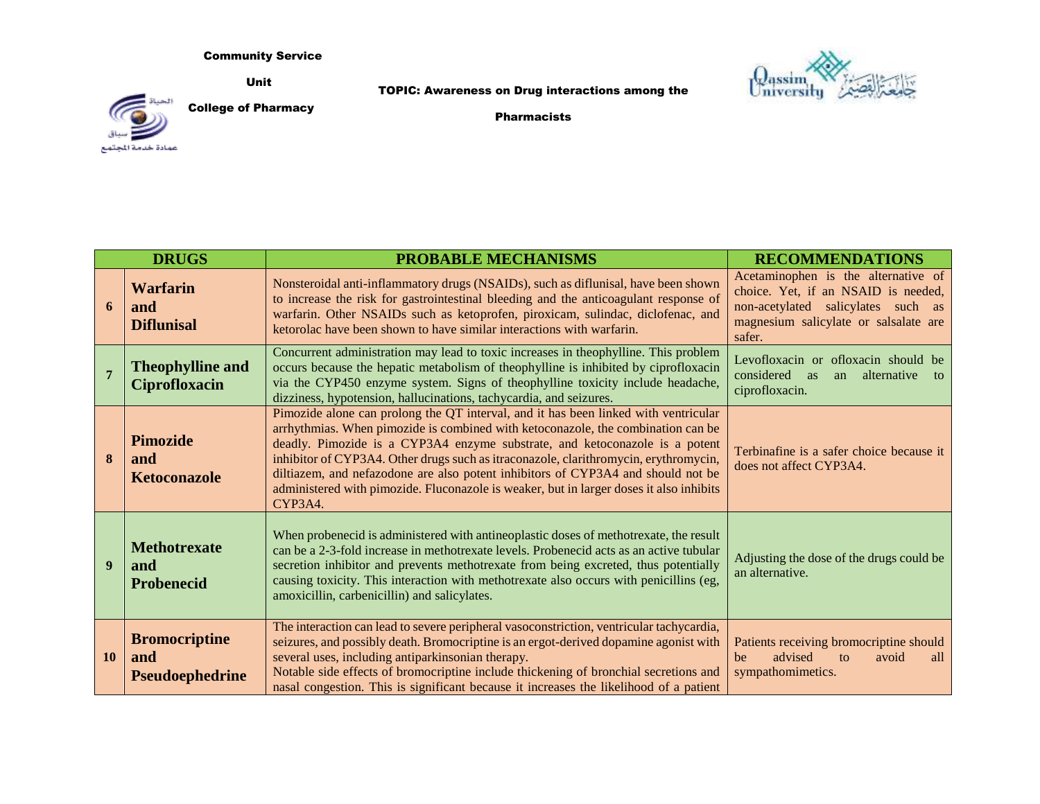Community Service

Unit

College of Pharmacy

TOPIC: Awareness on Drug interactions among the Pharmacists

| | DRUGS | PROBABLE MECHANISMS | RECOMMENDATIONS |
|---|---|---|---|
| 6 | **Warfarin and Diflunisal** | Nonsteroidal anti-inflammatory drugs (NSAIDs), such as diflunisal, have been shown to increase the risk for gastrointestinal bleeding and the anticoagulant response of warfarin. Other NSAIDs such as ketoprofen, piroxicam, sulindac, diclofenac, and ketorolac have been shown to have similar interactions with warfarin. | Acetaminophen is the alternative of choice. Yet, if an NSAID is needed, non-acetylated salicylates such as magnesium salicylate or salsalate are safer. |
| 7 | **Theophylline and Ciprofloxacin** | Concurrent administration may lead to toxic increases in theophylline. This problem occurs because the hepatic metabolism of theophylline is inhibited by ciprofloxacin via the CYP450 enzyme system. Signs of theophylline toxicity include headache, dizziness, hypotension, hallucinations, tachycardia, and seizures. | Levofloxacin or ofloxacin should be considered as an alternative to ciprofloxacin. |
| 8 | **Pimozide and Ketoconazole** | Pimozide alone can prolong the QT interval, and it has been linked with ventricular arrhythmias. When pimozide is combined with ketoconazole, the combination can be deadly. Pimozide is a CYP3A4 enzyme substrate, and ketoconazole is a potent inhibitor of CYP3A4. Other drugs such as itraconazole, clarithromycin, erythromycin, diltiazem, and nefazodone are also potent inhibitors of CYP3A4 and should not be administered with pimozide. Fluconazole is weaker, but in larger doses it also inhibits CYP3A4. | Terbinafine is a safer choice because it does not affect CYP3A4. |
| 9 | **Methotrexate and Probenecid** | When probenecid is administered with antineoplastic doses of methotrexate, the result can be a 2-3-fold increase in methotrexate levels. Probenecid acts as an active tubular secretion inhibitor and prevents methotrexate from being excreted, thus potentially causing toxicity. This interaction with methotrexate also occurs with penicillins (eg, amoxicillin, carbenicillin) and salicylates. | Adjusting the dose of the drugs could be an alternative. |
| 10 | **Bromocriptine and Pseudoephedrine** | The interaction can lead to severe peripheral vasoconstriction, ventricular tachycardia, seizures, and possibly death. Bromocriptine is an ergot-derived dopamine agonist with several uses, including antiparkinsonian therapy. Notable side effects of bromocriptine include thickening of bronchial secretions and nasal congestion. This is significant because it increases the likelihood of a patient | Patients receiving bromocriptine should be advised to avoid all sympathomimetics. |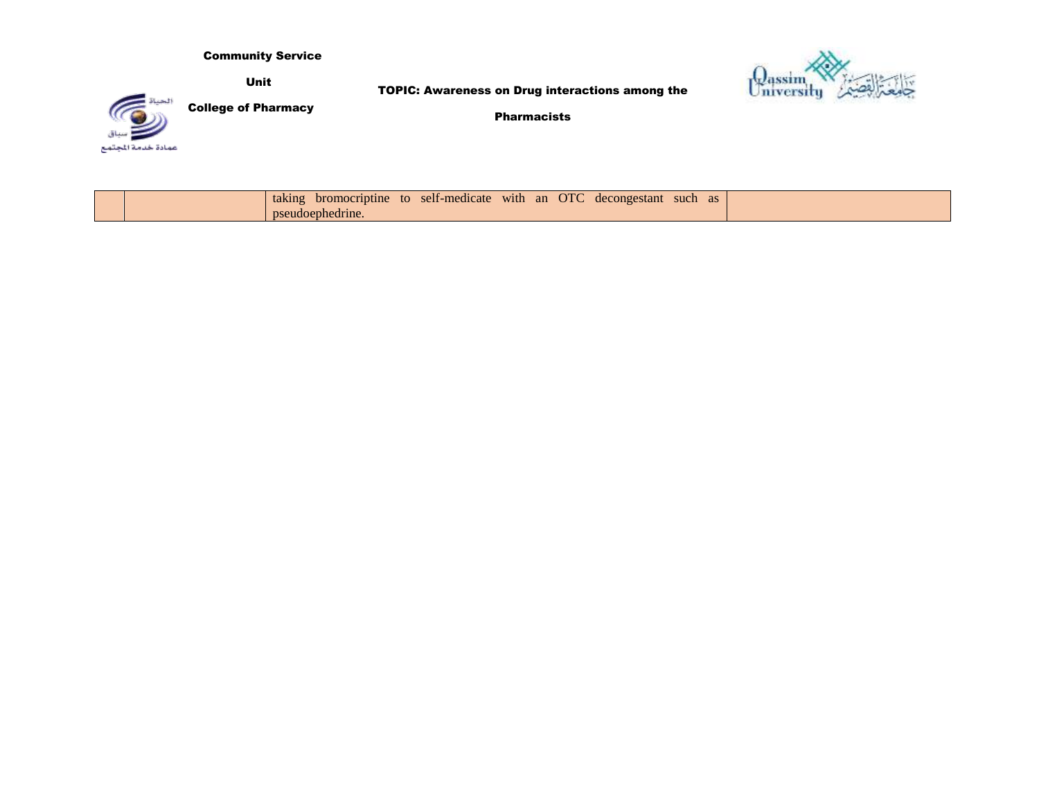| | | | |
|---|---|---|---|
| | | taking bromocriptine to self-medicate with an OTC decongestant such as pseudoephedrine. | |